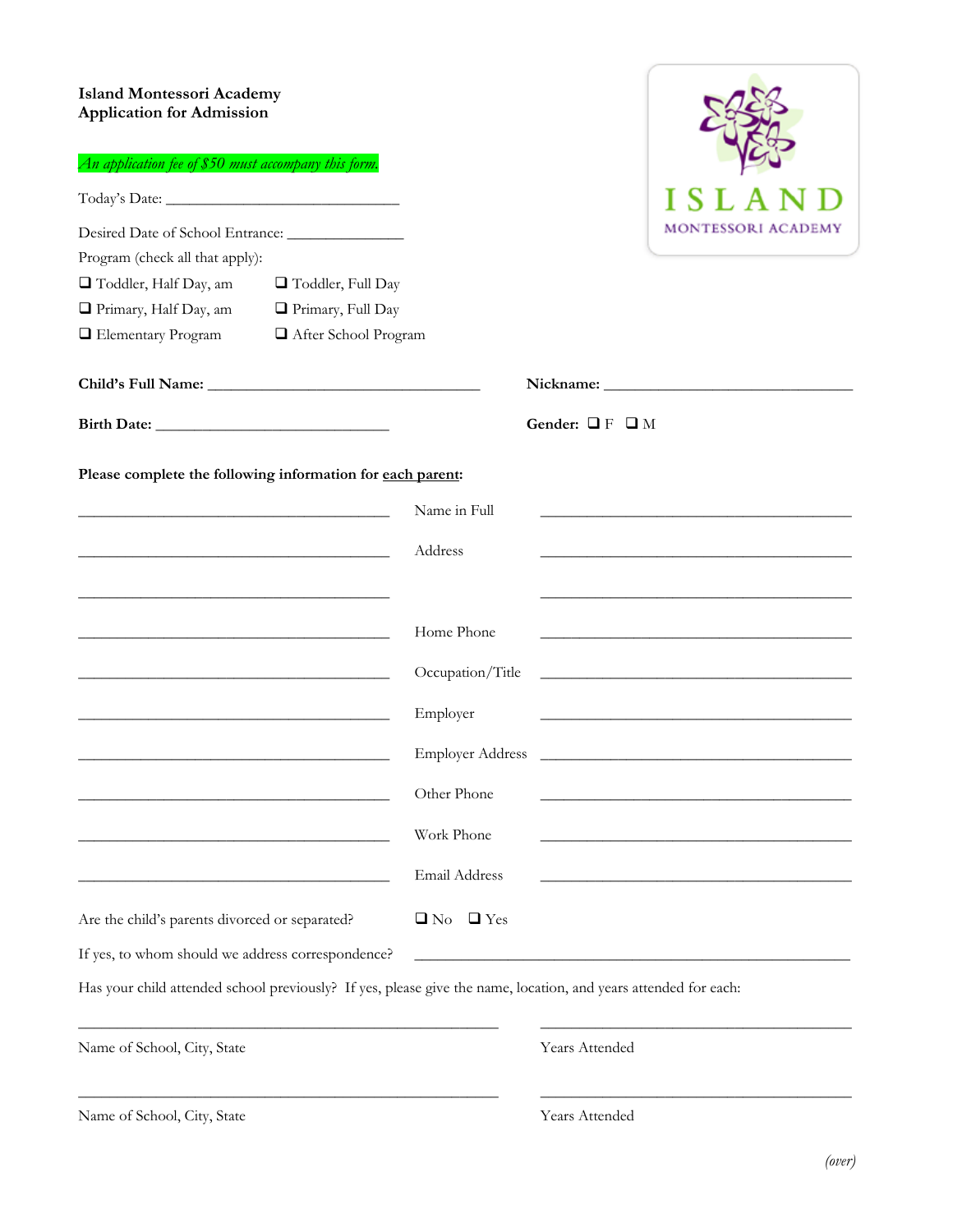**Island Montessori Academy**
**Application for Admission**

ISLAND
MONTESSORI ACADEMY

*An application fee of $50 must accompany this form.*

Today's Date: ______________________________

Desired Date of School Entrance: _______________

Program (check all that apply):

- ❑ Toddler, Half Day, am
- ❑ Toddler, Full Day
- ❑ Primary, Half Day, am
- ❑ Primary, Full Day
- ❑ Elementary Program
- ❑ After School Program

**Child's Full Name:** ___________________________________ **Nickname:** ______________________________

**Birth Date:** ______________________________ **Gender:** ❑ F ❑ M

**Please complete the following information for <u>each parent</u>:**

| | | |
|---|---|---|
| ________________________ | Name in Full | ________________________ |
| ________________________ | Address | ________________________ |
| ________________________ | | ________________________ |
| ________________________ | Home Phone | ________________________ |
| ________________________ | Occupation/Title | ________________________ |
| ________________________ | Employer | ________________________ |
| ________________________ | Employer Address | ________________________ |
| ________________________ | Other Phone | ________________________ |
| ________________________ | Work Phone | ________________________ |
| ________________________ | Email Address | ________________________ |

Are the child's parents divorced or separated? ❑ No ❑ Yes

If yes, to whom should we address correspondence? ________________________________

Has your child attended school previously? If yes, please give the name, location, and years attended for each:

| | |
|---|---|
| ______________________________________ | ______________________________ |
| Name of School, City, State | Years Attended |
| ______________________________________ | ______________________________ |
| Name of School, City, State | Years Attended |

*(over)*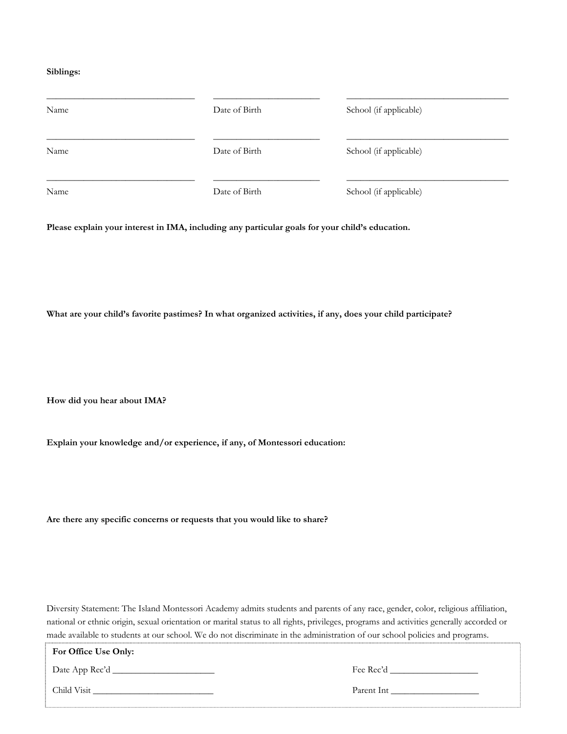**Siblings:**

| | | |
|---|---|---|
| ______________________________ | ____________________ | ______________________________ |
| Name | Date of Birth | School (if applicable) |
| ______________________________ | ____________________ | ______________________________ |
| Name | Date of Birth | School (if applicable) |
| ______________________________ | ____________________ | ______________________________ |
| Name | Date of Birth | School (if applicable) |

**Please explain your interest in IMA, including any particular goals for your child's education.**

**What are your child's favorite pastimes? In what organized activities, if any, does your child participate?**

**How did you hear about IMA?**

**Explain your knowledge and/or experience, if any, of Montessori education:**

**Are there any specific concerns or requests that you would like to share?**

Diversity Statement: The Island Montessori Academy admits students and parents of any race, gender, color, religious affiliation, national or ethnic origin, sexual orientation or marital status to all rights, privileges, programs and activities generally accorded or made available to students at our school. We do not discriminate in the administration of our school policies and programs.

**For Office Use Only:**

| | |
|---|---|
| Date App Rec'd ____________________ | Fee Rec'd __________________ |
| Child Visit _______________________ | Parent Int __________________ |